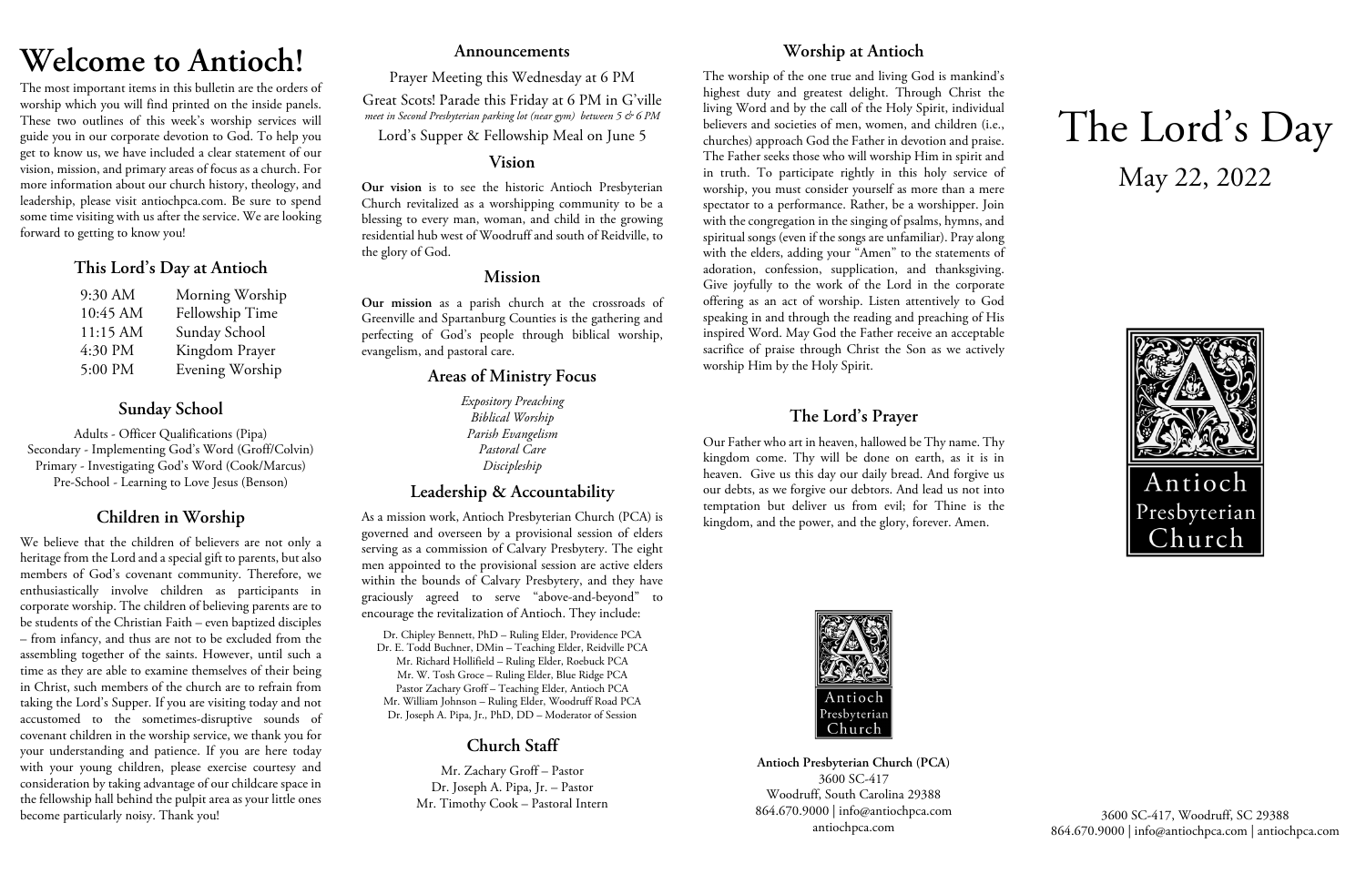# Welcome to Antioch!

The most important items in this bulletin are the orders of worship which you will find printed on the inside panels. These two outlines of this week's worship services will guide you in our corporate devotion to God. To help you get to know us, we have included a clear statement of our vision, mission, and primary areas of focus as a church. For more information about our church history, theology, and leadership, please visit antiochpca.com. Be sure to spend some time visiting with us after the service. We are looking forward to getting to know you!

## This Lord's Day at Antioch

| | |
|---|---|
| 9:30 AM | Morning Worship |
| 10:45 AM | Fellowship Time |
| 11:15 AM | Sunday School |
| 4:30 PM | Kingdom Prayer |
| 5:00 PM | Evening Worship |

## Sunday School

Adults - Officer Qualifications (Pipa)
Secondary - Implementing God's Word (Groff/Colvin)
Primary - Investigating God's Word (Cook/Marcus)
Pre-School - Learning to Love Jesus (Benson)

## Children in Worship

We believe that the children of believers are not only a heritage from the Lord and a special gift to parents, but also members of God's covenant community. Therefore, we enthusiastically involve children as participants in corporate worship. The children of believing parents are to be students of the Christian Faith – even baptized disciples – from infancy, and thus are not to be excluded from the assembling together of the saints. However, until such a time as they are able to examine themselves of their being in Christ, such members of the church are to refrain from taking the Lord's Supper. If you are visiting today and not accustomed to the sometimes-disruptive sounds of covenant children in the worship service, we thank you for your understanding and patience. If you are here today with your young children, please exercise courtesy and consideration by taking advantage of our childcare space in the fellowship hall behind the pulpit area as your little ones become particularly noisy. Thank you!

## Announcements

Prayer Meeting this Wednesday at 6 PM

Great Scots! Parade this Friday at 6 PM in G'ville
*meet in Second Presbyterian parking lot (near gym) between 5 & 6 PM*

Lord's Supper & Fellowship Meal on June 5

## Vision

**Our vision** is to see the historic Antioch Presbyterian Church revitalized as a worshipping community to be a blessing to every man, woman, and child in the growing residential hub west of Woodruff and south of Reidville, to the glory of God.

## Mission

**Our mission** as a parish church at the crossroads of Greenville and Spartanburg Counties is the gathering and perfecting of God's people through biblical worship, evangelism, and pastoral care.

## Areas of Ministry Focus

*Expository Preaching*
*Biblical Worship*
*Parish Evangelism*
*Pastoral Care*
*Discipleship*

## Leadership & Accountability

As a mission work, Antioch Presbyterian Church (PCA) is governed and overseen by a provisional session of elders serving as a commission of Calvary Presbytery. The eight men appointed to the provisional session are active elders within the bounds of Calvary Presbytery, and they have graciously agreed to serve "above-and-beyond" to encourage the revitalization of Antioch. They include:

Dr. Chipley Bennett, PhD – Ruling Elder, Providence PCA
Dr. E. Todd Buchner, DMin – Teaching Elder, Reidville PCA
Mr. Richard Hollifield – Ruling Elder, Roebuck PCA
Mr. W. Tosh Groce – Ruling Elder, Blue Ridge PCA
Pastor Zachary Groff – Teaching Elder, Antioch PCA
Mr. William Johnson – Ruling Elder, Woodruff Road PCA
Dr. Joseph A. Pipa, Jr., PhD, DD – Moderator of Session

## Church Staff

Mr. Zachary Groff – Pastor
Dr. Joseph A. Pipa, Jr. – Pastor
Mr. Timothy Cook – Pastoral Intern

## Worship at Antioch

The worship of the one true and living God is mankind's highest duty and greatest delight. Through Christ the living Word and by the call of the Holy Spirit, individual believers and societies of men, women, and children (i.e., churches) approach God the Father in devotion and praise. The Father seeks those who will worship Him in spirit and in truth. To participate rightly in this holy service of worship, you must consider yourself as more than a mere spectator to a performance. Rather, be a worshipper. Join with the congregation in the singing of psalms, hymns, and spiritual songs (even if the songs are unfamiliar). Pray along with the elders, adding your "Amen" to the statements of adoration, confession, supplication, and thanksgiving. Give joyfully to the work of the Lord in the corporate offering as an act of worship. Listen attentively to God speaking in and through the reading and preaching of His inspired Word. May God the Father receive an acceptable sacrifice of praise through Christ the Son as we actively worship Him by the Holy Spirit.

## The Lord's Prayer

Our Father who art in heaven, hallowed be Thy name. Thy kingdom come. Thy will be done on earth, as it is in heaven. Give us this day our daily bread. And forgive us our debtors, as we forgive our debtors. And lead us not into temptation but deliver us from evil; for Thine is the kingdom, and the power, and the glory, forever. Amen.

Antioch Presbyterian Church

**Antioch Presbyterian Church (PCA)**
3600 SC-417
Woodruff, South Carolina 29388
864.670.9000 | info@antiochpca.com
antiochpca.com

# The Lord's Day

May 22, 2022

Antioch Presbyterian Church

3600 SC-417, Woodruff, SC 29388
864.670.9000 | info@antiochpca.com | antiochpca.com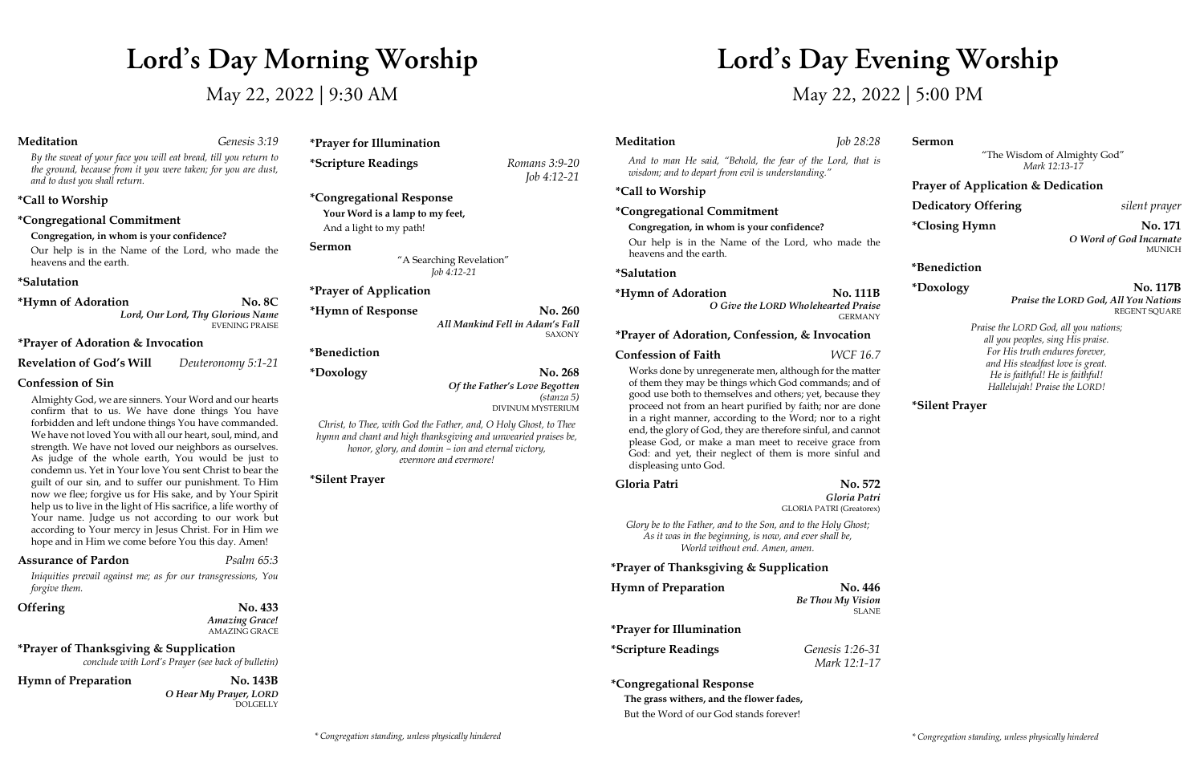# Lord's Day Morning Worship

May 22, 2022 | 9:30 AM

**Meditation** *Genesis 3:19*

*By the sweat of your face you will eat bread, till you return to the ground, because from it you were taken; for you are dust, and to dust you shall return.*

**\*Call to Worship**

**\*Congregational Commitment**

**Congregation, in whom is your confidence?**

Our help is in the Name of the Lord, who made the heavens and the earth.

**\*Salutation**

**\*Hymn of Adoration** **No. 8C**
***Lord, Our Lord, Thy Glorious Name***
EVENING PRAISE

**\*Prayer of Adoration & Invocation**

**Revelation of God's Will** *Deuteronomy 5:1-21*

**Confession of Sin**

Almighty God, we are sinners. Your Word and our hearts confirm that to us. We have done things You have forbidden and left undone things You have commanded. We have not loved You with all our heart, soul, mind, and strength. We have not loved our neighbors as ourselves. As judge of the whole earth, You would be just to condemn us. Yet in Your love You sent Christ to bear the guilt of our sin, and to suffer our punishment. To Him now we flee; forgive us for His sake, and by Your Spirit help us to live in the light of His sacrifice, a life worthy of Your name. Judge us not according to our work but according to Your mercy in Jesus Christ. For in Him we hope and in Him we come before You this day. Amen!

**Assurance of Pardon** *Psalm 65:3*

*Iniquities prevail against me; as for our transgressions, You forgive them.*

**Offering** **No. 433**
***Amazing Grace!***
AMAZING GRACE

**\*Prayer of Thanksgiving & Supplication**
*conclude with Lord's Prayer (see back of bulletin)*

**Hymn of Preparation** **No. 143B**
***O Hear My Prayer, LORD***
DOLGELLY

**\*Prayer for Illumination**

**\*Scripture Readings** *Romans 3:9-20*
*Job 4:12-21*

**\*Congregational Response**

**Your Word is a lamp to my feet,**

And a light to my path!

**Sermon**

"A Searching Revelation"
*Job 4:12-21*

**\*Prayer of Application**

**\*Hymn of Response** **No. 260**
***All Mankind Fell in Adam's Fall***
SAXONY

**\*Benediction**

**\*Doxology** **No. 268**
***Of the Father's Love Begotten***
*(stanza 5)*
DIVINUM MYSTERIUM

*Christ, to Thee, with God the Father, and, O Holy Ghost, to Thee*
*hymn and chant and high thanksgiving and unwearied praises be,*
*honor, glory, and domin – ion and eternal victory,*
*evermore and evermore!*

**\*Silent Prayer**

*\* Congregation standing, unless physically hindered*

# Lord's Day Evening Worship

May 22, 2022 | 5:00 PM

**Meditation** *Job 28:28*

*And to man He said, "Behold, the fear of the Lord, that is wisdom; and to depart from evil is understanding."*

**\*Call to Worship**

**\*Congregational Commitment**

**Congregation, in whom is your confidence?**

Our help is in the Name of the Lord, who made the heavens and the earth.

**\*Salutation**

**\*Hymn of Adoration** **No. 111B**
***O Give the LORD Wholehearted Praise***
GERMANY

**\*Prayer of Adoration, Confession, & Invocation**

**Confession of Faith** *WCF 16.7*

Works done by unregenerate men, although for the matter of them they may be things which God commands; and of good use both to themselves and others; yet, because they proceed not from an heart purified by faith; nor are done in a right manner, according to the Word; nor to a right end, the glory of God, they are therefore sinful, and cannot please God, or make a man meet to receive grace from God: and yet, their neglect of them is more sinful and displeasing unto God.

**Gloria Patri** **No. 572**
***Gloria Patri***
GLORIA PATRI (Greatorex)

*Glory be to the Father, and to the Son, and to the Holy Ghost;*
*As it was in the beginning, is now, and ever shall be,*
*World without end. Amen, amen.*

**\*Prayer of Thanksgiving & Supplication**

**Hymn of Preparation** **No. 446**
***Be Thou My Vision***
SLANE

**\*Prayer for Illumination**

**\*Scripture Readings** *Genesis 1:26-31*
*Mark 12:1-17*

**\*Congregational Response**

**The grass withers, and the flower fades,**

But the Word of our God stands forever!

**Sermon**

"The Wisdom of Almighty God"
*Mark 12:13-17*

**Prayer of Application & Dedication**

**Dedicatory Offering** *silent prayer*

**\*Closing Hymn** **No. 171**
***O Word of God Incarnate***
MUNICH

**\*Benediction**

**\*Doxology** **No. 117B**
***Praise the LORD God, All You Nations***
REGENT SQUARE

*Praise the LORD God, all you nations;*
*all you peoples, sing His praise.*
*For His truth endures forever,*
*and His steadfast love is great.*
*He is faithful! He is faithful!*
*Hallelujah! Praise the LORD!*

**\*Silent Prayer**

*\* Congregation standing, unless physically hindered*